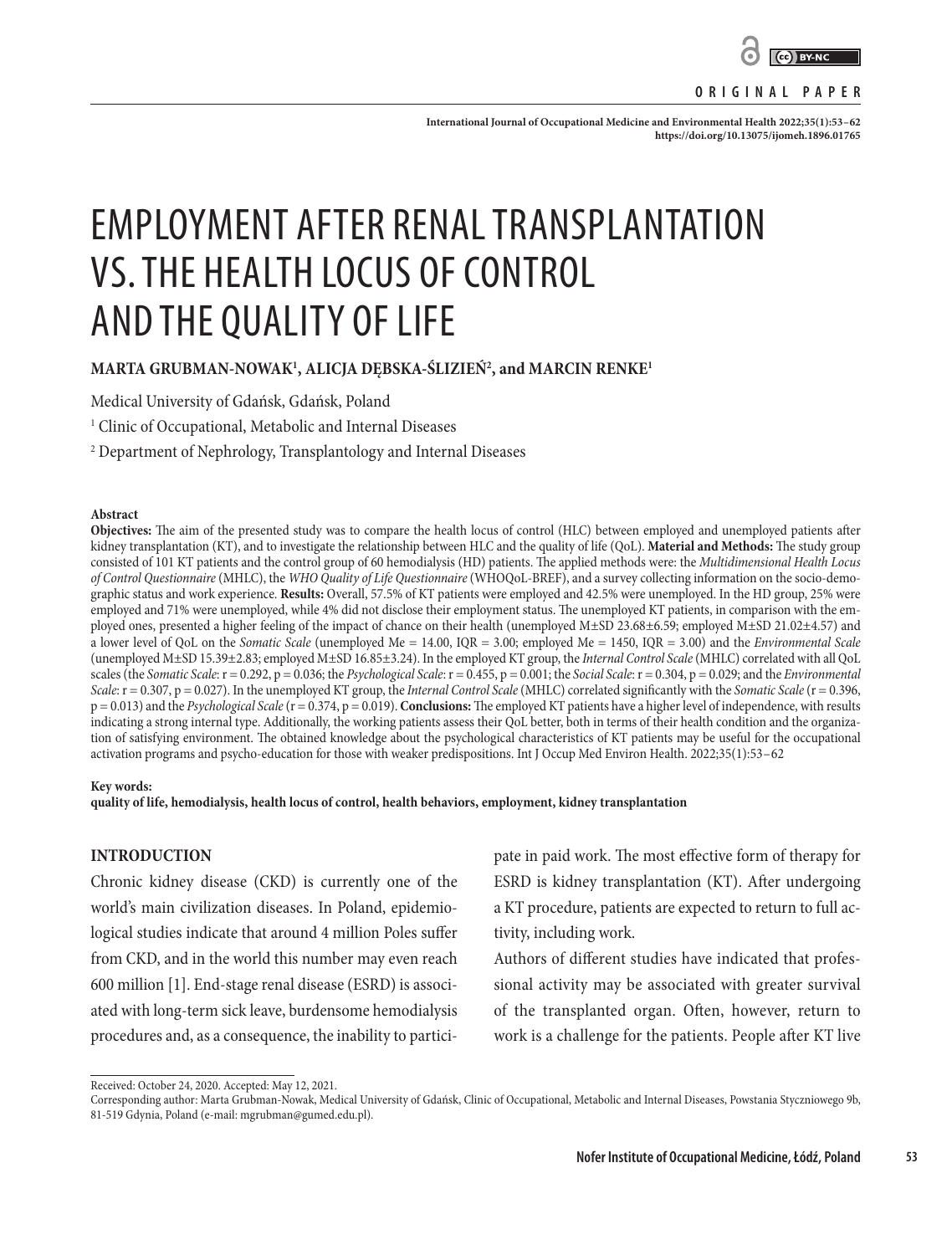ORIGINAL PAPER

# EMPLOYMENT AFTER RENAL TRANSPLANTATION VS. THE HEALTH LOCUS OF CONTROL AND THE QUALITY OF LIFE

**MARTA GRUBMAN-NOWAK[1], ALICJA DĘBSKA-ŚLIZIEŃ[2], and MARCIN RENKE[1]**

Medical University of Gdańsk, Gdańsk, Poland

[1] Clinic of Occupational, Metabolic and Internal Diseases

[2] Department of Nephrology, Transplantology and Internal Diseases

#### Abstract

**Objectives:** The aim of the presented study was to compare the health locus of control (HLC) between employed and unemployed patients after kidney transplantation (KT), and to investigate the relationship between HLC and the quality of life (QoL). **Material and Methods:** The study group consisted of 101 KT patients and the control group of 60 hemodialysis (HD) patients. The applied methods were: the *Multidimensional Health Locus of Control Questionnaire* (MHLC), the *WHO Quality of Life Questionnaire* (WHOQoL-BREF), and a survey collecting information on the socio-demographic status and work experience. **Results:** Overall, 57.5% of KT patients were employed and 42.5% were unemployed. In the HD group, 25% were employed and 71% were unemployed, while 4% did not disclose their employment status. The unemployed KT patients, in comparison with the employed ones, presented a higher feeling of the impact of chance on their health (unemployed M±SD 23.68±6.59; employed M±SD 21.02±4.57) and a lower level of QoL on the *Somatic Scale* (unemployed Me = 14.00, IQR = 3.00; employed Me = 1450, IQR = 3.00) and the *Environmental Scale* (unemployed M±SD 15.39±2.83; employed M±SD 16.85±3.24). In the employed KT group, the *Internal Control Scale* (MHLC) correlated with all QoL scales (the *Somatic Scale*: r = 0.292, p = 0.036; the *Psychological Scale*: r = 0.455, p = 0.001; the *Social Scale*: r = 0.304, p = 0.029; and the *Environmental Scale*: r = 0.307, p = 0.027). In the unemployed KT group, the *Internal Control Scale* (MHLC) correlated significantly with the *Somatic Scale* (r = 0.396, p = 0.013) and the *Psychological Scale* (r = 0.374, p = 0.019). **Conclusions:** The employed KT patients have a higher level of independence, with results indicating a strong internal type. Additionally, the working patients assess their QoL better, both in terms of their health condition and the organization of satisfying environment. The obtained knowledge about the psychological characteristics of KT patients may be useful for the occupational activation programs and psycho-education for those with weaker predispositions. Int J Occup Med Environ Health. 2022;35(1):53–62

**Key words:**
**quality of life, hemodialysis, health locus of control, health behaviors, employment, kidney transplantation**

## INTRODUCTION

Chronic kidney disease (CKD) is currently one of the world's main civilization diseases. In Poland, epidemiological studies indicate that around 4 million Poles suffer from CKD, and in the world this number may even reach 600 million [1]. End-stage renal disease (ESRD) is associated with long-term sick leave, burdensome hemodialysis procedures and, as a consequence, the inability to participate in paid work. The most effective form of therapy for ESRD is kidney transplantation (KT). After undergoing a KT procedure, patients are expected to return to full activity, including work.

Authors of different studies have indicated that professional activity may be associated with greater survival of the transplanted organ. Often, however, return to work is a challenge for the patients. People after KT live

Received: October 24, 2020. Accepted: May 12, 2021.
Corresponding author: Marta Grubman-Nowak, Medical University of Gdańsk, Clinic of Occupational, Metabolic and Internal Diseases, Powstania Styczniowego 9b, 81-519 Gdynia, Poland (e-mail: mgrubman@gumed.edu.pl).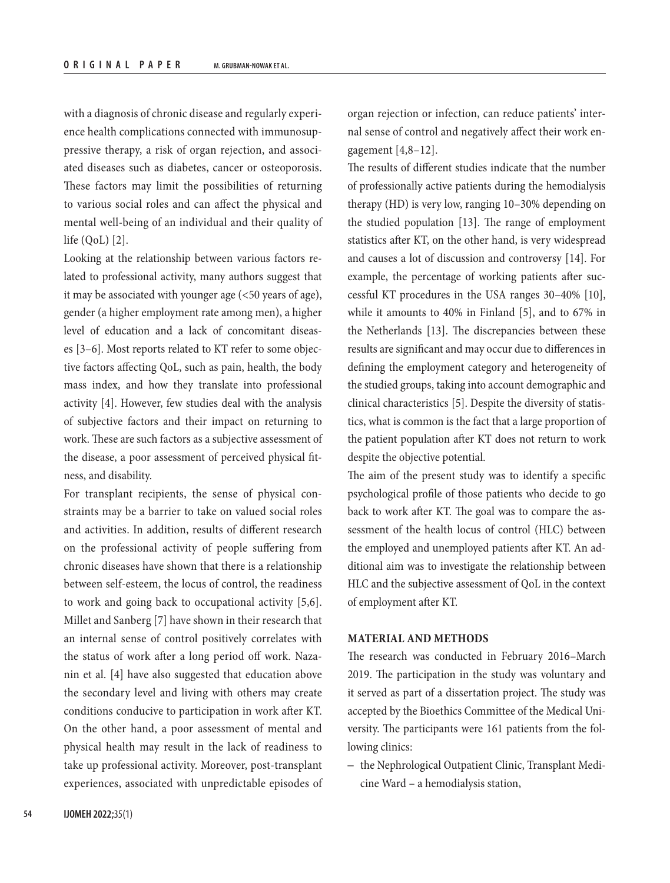with a diagnosis of chronic disease and regularly experience health complications connected with immunosuppressive therapy, a risk of organ rejection, and associated diseases such as diabetes, cancer or osteoporosis. These factors may limit the possibilities of returning to various social roles and can affect the physical and mental well-being of an individual and their quality of life (QoL) [2].

Looking at the relationship between various factors related to professional activity, many authors suggest that it may be associated with younger age (<50 years of age), gender (a higher employment rate among men), a higher level of education and a lack of concomitant diseases [3–6]. Most reports related to KT refer to some objective factors affecting QoL, such as pain, health, the body mass index, and how they translate into professional activity [4]. However, few studies deal with the analysis of subjective factors and their impact on returning to work. These are such factors as a subjective assessment of the disease, a poor assessment of perceived physical fitness, and disability.

For transplant recipients, the sense of physical constraints may be a barrier to take on valued social roles and activities. In addition, results of different research on the professional activity of people suffering from chronic diseases have shown that there is a relationship between self-esteem, the locus of control, the readiness to work and going back to occupational activity [5,6]. Millet and Sanberg [7] have shown in their research that an internal sense of control positively correlates with the status of work after a long period off work. Nazanin et al. [4] have also suggested that education above the secondary level and living with others may create conditions conducive to participation in work after KT. On the other hand, a poor assessment of mental and physical health may result in the lack of readiness to take up professional activity. Moreover, post-transplant experiences, associated with unpredictable episodes of organ rejection or infection, can reduce patients' internal sense of control and negatively affect their work engagement [4,8–12].

The results of different studies indicate that the number of professionally active patients during the hemodialysis therapy (HD) is very low, ranging 10–30% depending on the studied population [13]. The range of employment statistics after KT, on the other hand, is very widespread and causes a lot of discussion and controversy [14]. For example, the percentage of working patients after successful KT procedures in the USA ranges 30–40% [10], while it amounts to 40% in Finland [5], and to 67% in the Netherlands [13]. The discrepancies between these results are significant and may occur due to differences in defining the employment category and heterogeneity of the studied groups, taking into account demographic and clinical characteristics [5]. Despite the diversity of statistics, what is common is the fact that a large proportion of the patient population after KT does not return to work despite the objective potential.

The aim of the present study was to identify a specific psychological profile of those patients who decide to go back to work after KT. The goal was to compare the assessment of the health locus of control (HLC) between the employed and unemployed patients after KT. An additional aim was to investigate the relationship between HLC and the subjective assessment of QoL in the context of employment after KT.

## MATERIAL AND METHODS

The research was conducted in February 2016–March 2019. The participation in the study was voluntary and it served as part of a dissertation project. The study was accepted by the Bioethics Committee of the Medical University. The participants were 161 patients from the following clinics:

– the Nephrological Outpatient Clinic, Transplant Medicine Ward – a hemodialysis station,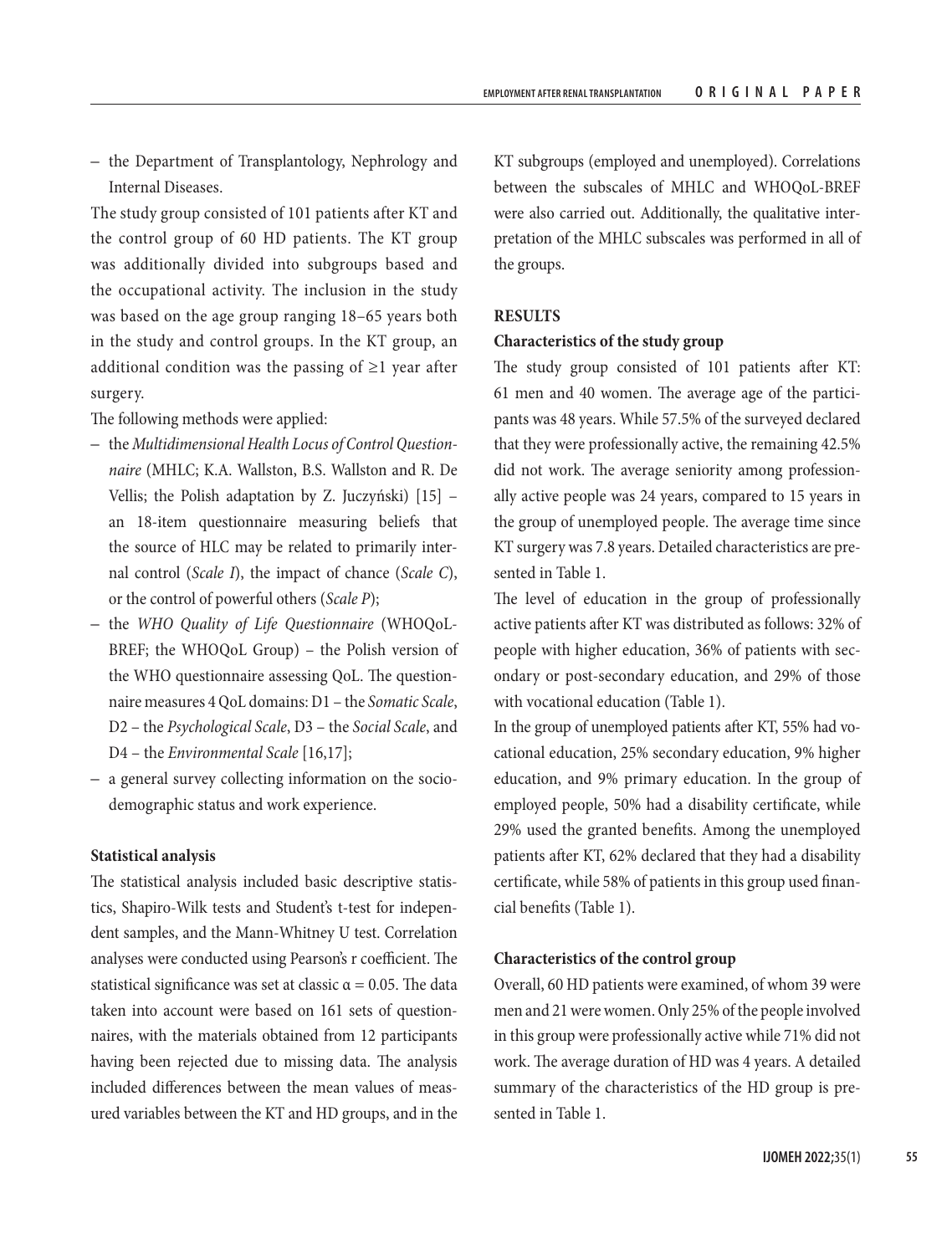– the Department of Transplantology, Nephrology and Internal Diseases.

The study group consisted of 101 patients after KT and the control group of 60 HD patients. The KT group was additionally divided into subgroups based and the occupational activity. The inclusion in the study was based on the age group ranging 18–65 years both in the study and control groups. In the KT group, an additional condition was the passing of ≥1 year after surgery.

The following methods were applied:

– the *Multidimensional Health Locus of Control Questionnaire* (MHLC; K.A. Wallston, B.S. Wallston and R. De Vellis; the Polish adaptation by Z. Juczyński) [15] – an 18-item questionnaire measuring beliefs that the source of HLC may be related to primarily internal control (*Scale I*), the impact of chance (*Scale C*), or the control of powerful others (*Scale P*);
– the *WHO Quality of Life Questionnaire* (WHOQoL-BREF; the WHOQoL Group) – the Polish version of the WHO questionnaire assessing QoL. The questionnaire measures 4 QoL domains: D1 – the *Somatic Scale*, D2 – the *Psychological Scale*, D3 – the *Social Scale*, and D4 – the *Environmental Scale* [16,17];
– a general survey collecting information on the sociodemographic status and work experience.

#### Statistical analysis

The statistical analysis included basic descriptive statistics, Shapiro-Wilk tests and Student's t-test for independent samples, and the Mann-Whitney U test. Correlation analyses were conducted using Pearson's r coefficient. The statistical significance was set at classic $\alpha = 0.05$. The data taken into account were based on 161 sets of questionnaires, with the materials obtained from 12 participants having been rejected due to missing data. The analysis included differences between the mean values of measured variables between the KT and HD groups, and in the KT subgroups (employed and unemployed). Correlations between the subscales of MHLC and WHOQoL-BREF were also carried out. Additionally, the qualitative interpretation of the MHLC subscales was performed in all of the groups.

### RESULTS

#### Characteristics of the study group

The study group consisted of 101 patients after KT: 61 men and 40 women. The average age of the participants was 48 years. While 57.5% of the surveyed declared that they were professionally active, the remaining 42.5% did not work. The average seniority among professionally active people was 24 years, compared to 15 years in the group of unemployed people. The average time since KT surgery was 7.8 years. Detailed characteristics are presented in Table 1.

The level of education in the group of professionally active patients after KT was distributed as follows: 32% of people with higher education, 36% of patients with secondary or post-secondary education, and 29% of those with vocational education (Table 1).

In the group of unemployed patients after KT, 55% had vocational education, 25% secondary education, 9% higher education, and 9% primary education. In the group of employed people, 50% had a disability certificate, while 29% used the granted benefits. Among the unemployed patients after KT, 62% declared that they had a disability certificate, while 58% of patients in this group used financial benefits (Table 1).

#### Characteristics of the control group

Overall, 60 HD patients were examined, of whom 39 were men and 21 were women. Only 25% of the people involved in this group were professionally active while 71% did not work. The average duration of HD was 4 years. A detailed summary of the characteristics of the HD group is presented in Table 1.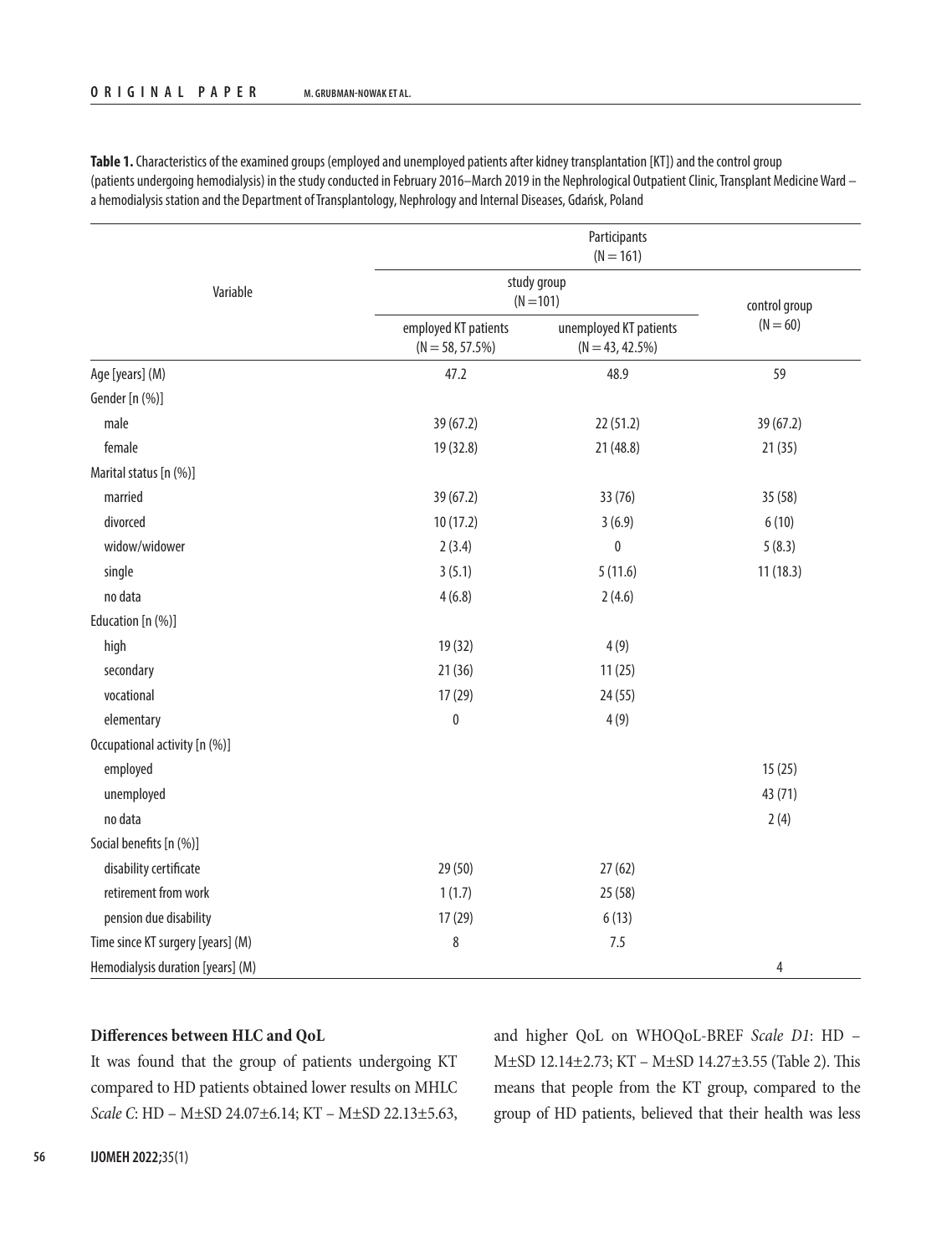**Table 1.** Characteristics of the examined groups (employed and unemployed patients after kidney transplantation [KT]) and the control group (patients undergoing hemodialysis) in the study conducted in February 2016–March 2019 in the Nephrological Outpatient Clinic, Transplant Medicine Ward – a hemodialysis station and the Department of Transplantology, Nephrology and Internal Diseases, Gdańsk, Poland

| Variable | Participants (N = 161) | | |
|---|---|---|---|
| | study group (N = 101) | | control group (N = 60) |
| | employed KT patients (N = 58, 57.5%) | unemployed KT patients (N = 43, 42.5%) | |
| Age [years] (M) | 47.2 | 48.9 | 59 |
| Gender [n (%)] | | | |
| male | 39 (67.2) | 22 (51.2) | 39 (67.2) |
| female | 19 (32.8) | 21 (48.8) | 21 (35) |
| Marital status [n (%)] | | | |
| married | 39 (67.2) | 33 (76) | 35 (58) |
| divorced | 10 (17.2) | 3 (6.9) | 6 (10) |
| widow/widower | 2 (3.4) | 0 | 5 (8.3) |
| single | 3 (5.1) | 5 (11.6) | 11 (18.3) |
| no data | 4 (6.8) | 2 (4.6) | |
| Education [n (%)] | | | |
| high | 19 (32) | 4 (9) | |
| secondary | 21 (36) | 11 (25) | |
| vocational | 17 (29) | 24 (55) | |
| elementary | 0 | 4 (9) | |
| Occupational activity [n (%)] | | | |
| employed | | | 15 (25) |
| unemployed | | | 43 (71) |
| no data | | | 2 (4) |
| Social benefits [n (%)] | | | |
| disability certificate | 29 (50) | 27 (62) | |
| retirement from work | 1 (1.7) | 25 (58) | |
| pension due disability | 17 (29) | 6 (13) | |
| Time since KT surgery [years] (M) | 8 | 7.5 | |
| Hemodialysis duration [years] (M) | | | 4 |

### Differences between HLC and QoL

It was found that the group of patients undergoing KT compared to HD patients obtained lower results on MHLC *Scale C*: HD – M±SD 24.07±6.14; KT – M±SD 22.13±5.63, and higher QoL on WHOQoL-BREF *Scale D1*: HD – M±SD 12.14±2.73; KT – M±SD 14.27±3.55 (Table 2). This means that people from the KT group, compared to the group of HD patients, believed that their health was less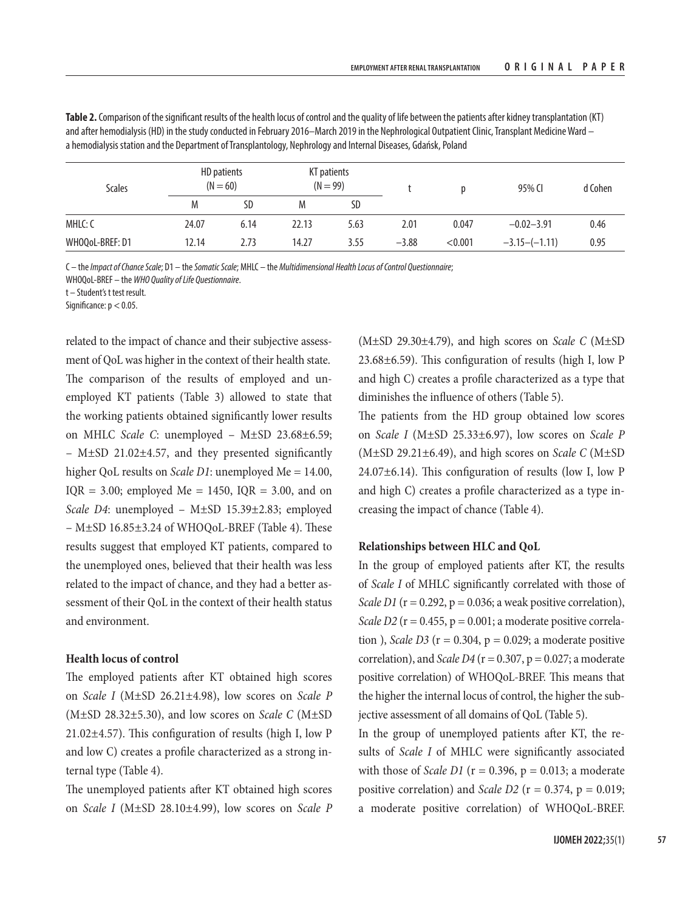**Table 2.** Comparison of the significant results of the health locus of control and the quality of life between the patients after kidney transplantation (KT) and after hemodialysis (HD) in the study conducted in February 2016–March 2019 in the Nephrological Outpatient Clinic, Transplant Medicine Ward – a hemodialysis station and the Department of Transplantology, Nephrology and Internal Diseases, Gdańsk, Poland

| Scales | HD patients (N = 60) | | KT patients (N = 99) | | t | p | 95% CI | d Cohen |
|---|---|---|---|---|---|---|---|---|
| | M | SD | M | SD | | | | |
| MHLC: C | 24.07 | 6.14 | 22.13 | 5.63 | 2.01 | 0.047 | −0.02–3.91 | 0.46 |
| WHOQoL-BREF: D1 | 12.14 | 2.73 | 14.27 | 3.55 | −3.88 | <0.001 | −3.15–(−1.11) | 0.95 |

C – the *Impact of Chance Scale*; D1 – the *Somatic Scale*; MHLC – the *Multidimensional Health Locus of Control Questionnaire*;
WHOQoL-BREF – the *WHO Quality of Life Questionnaire*.
t – Student's t test result.
Significance: $p < 0.05$.

related to the impact of chance and their subjective assessment of QoL was higher in the context of their health state.

The comparison of the results of employed and unemployed KT patients (Table 3) allowed to state that the working patients obtained significantly lower results on MHLC *Scale C*: unemployed – M±SD 23.68±6.59; – M±SD 21.02±4.57, and they presented significantly higher QoL results on *Scale D1*: unemployed Me = 14.00, IQR = 3.00; employed Me = 1450, IQR = 3.00, and on *Scale D4*: unemployed – M±SD 15.39±2.83; employed – M±SD 16.85±3.24 of WHOQoL-BREF (Table 4). These results suggest that employed KT patients, compared to the unemployed ones, believed that their health was less related to the impact of chance, and they had a better assessment of their QoL in the context of their health status and environment.

### Health locus of control

The employed patients after KT obtained high scores on *Scale I* (M±SD 26.21±4.98), low scores on *Scale P* (M±SD 28.32±5.30), and low scores on *Scale C* (M±SD 21.02±4.57). This configuration of results (high I, low P and low C) creates a profile characterized as a strong internal type (Table 4).

The unemployed patients after KT obtained high scores on *Scale I* (M±SD 28.10±4.99), low scores on *Scale P* (M±SD 29.30±4.79), and high scores on *Scale C* (M±SD 23.68±6.59). This configuration of results (high I, low P and high C) creates a profile characterized as a type that diminishes the influence of others (Table 5).

The patients from the HD group obtained low scores on *Scale I* (M±SD 25.33±6.97), low scores on *Scale P* (M±SD 29.21±6.49), and high scores on *Scale C* (M±SD 24.07±6.14). This configuration of results (low I, low P and high C) creates a profile characterized as a type increasing the impact of chance (Table 4).

### Relationships between HLC and QoL

In the group of employed patients after KT, the results of *Scale I* of MHLC significantly correlated with those of *Scale D1* (r = 0.292, p = 0.036; a weak positive correlation), *Scale D2* (r = 0.455, p = 0.001; a moderate positive correlation ), *Scale D3* (r = 0.304, p = 0.029; a moderate positive correlation), and *Scale D4* (r = 0.307, p = 0.027; a moderate positive correlation) of WHOQoL-BREF. This means that the higher the internal locus of control, the higher the subjective assessment of all domains of QoL (Table 5).

In the group of unemployed patients after KT, the results of *Scale I* of MHLC were significantly associated with those of *Scale D1* (r = 0.396, p = 0.013; a moderate positive correlation) and *Scale D2* (r = 0.374, p = 0.019; a moderate positive correlation) of WHOQoL-BREF.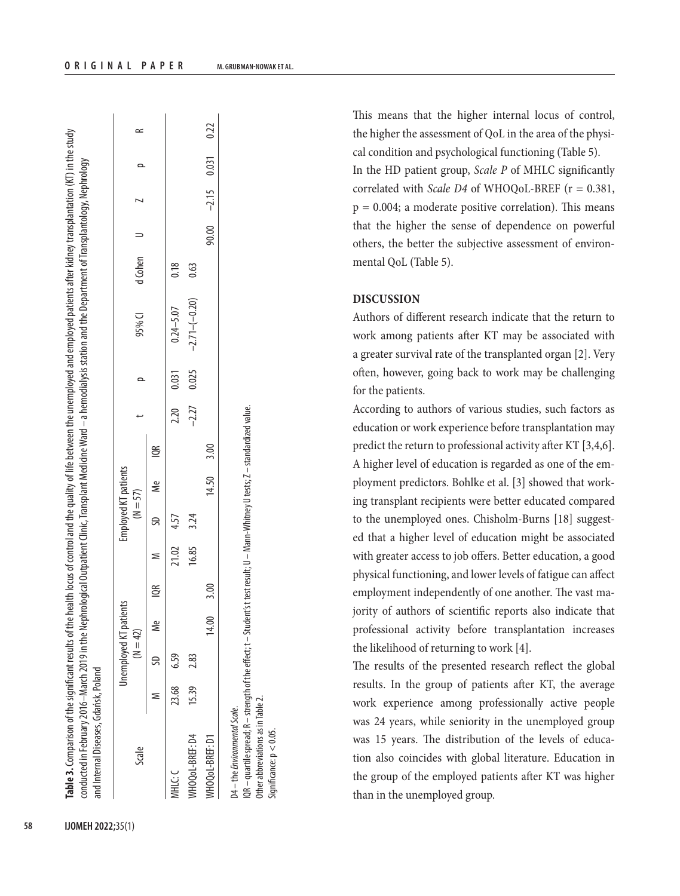**Table 3.** Comparison of the significant results of the health locus of control and the quality of life between the unemployed and employed patients after kidney transplantation (KT) in the study conducted in February 2016–March 2019 in the Nephrological Outpatient Clinic, Transplant Medicine Ward – a hemodialysis station and the Department of Transplantology, Nephrology and Internal Diseases, Gdańsk, Poland

| Scale | Unemployed KT patients (N = 42) | | | | Employed KT patients (N = 57) | | | | t | p | 95% CI | d Cohen | U | Z | p | R |
|---|---|---|---|---|---|---|---|---|---|---|---|---|---|---|---|---|
| | M | SD | Me | IQR | M | SD | Me | IQR | | | | | | | | |
| MHLC: C | 23.68 | 6.59 | | | 21.02 | 4.57 | | | 2.20 | 0.031 | 0.24–5.07 | 0.18 | | | | |
| WHOQoL-BREF: D4 | 15.39 | 2.83 | | | 16.85 | 3.24 | | | −2.27 | 0.025 | −2.71–(−0.20) | 0.63 | | | | |
| WHOQoL-BREF: D1 | | | 14.00 | 3.00 | | | 14.50 | 3.00 | | | | | 90.00 | −2.15 | 0.031 | 0.22 |

D4 – the *Environmental Scale*.
IQR – quartile spread; R – strength of the effect; t – Student's t test result; U – Mann-Whitney U tests; Z – standardized value.
Other abbreviations as in Table 2.
Significance: $p < 0.05$.

This means that the higher internal locus of control, the higher the assessment of QoL in the area of the physical condition and psychological functioning (Table 5).

In the HD patient group, *Scale P* of MHLC significantly correlated with *Scale D4* of WHOQoL-BREF ($r = 0.381$, $p = 0.004$; a moderate positive correlation). This means that the higher the sense of dependence on powerful others, the better the subjective assessment of environmental QoL (Table 5).

## DISCUSSION

Authors of different research indicate that the return to work among patients after KT may be associated with a greater survival rate of the transplanted organ [2]. Very often, however, going back to work may be challenging for the patients.

According to authors of various studies, such factors as education or work experience before transplantation may predict the return to professional activity after KT [3,4,6]. A higher level of education is regarded as one of the employment predictors. Bohlke et al. [3] showed that working transplant recipients were better educated compared to the unemployed ones. Chisholm-Burns [18] suggested that a higher level of education might be associated with greater access to job offers. Better education, a good physical functioning, and lower levels of fatigue can affect employment independently of one another. The vast majority of authors of scientific reports also indicate that professional activity before transplantation increases the likelihood of returning to work [4].

The results of the presented research reflect the global results. In the group of patients after KT, the average work experience among professionally active people was 24 years, while seniority in the unemployed group was 15 years. The distribution of the levels of education also coincides with global literature. Education in the group of the employed patients after KT was higher than in the unemployed group.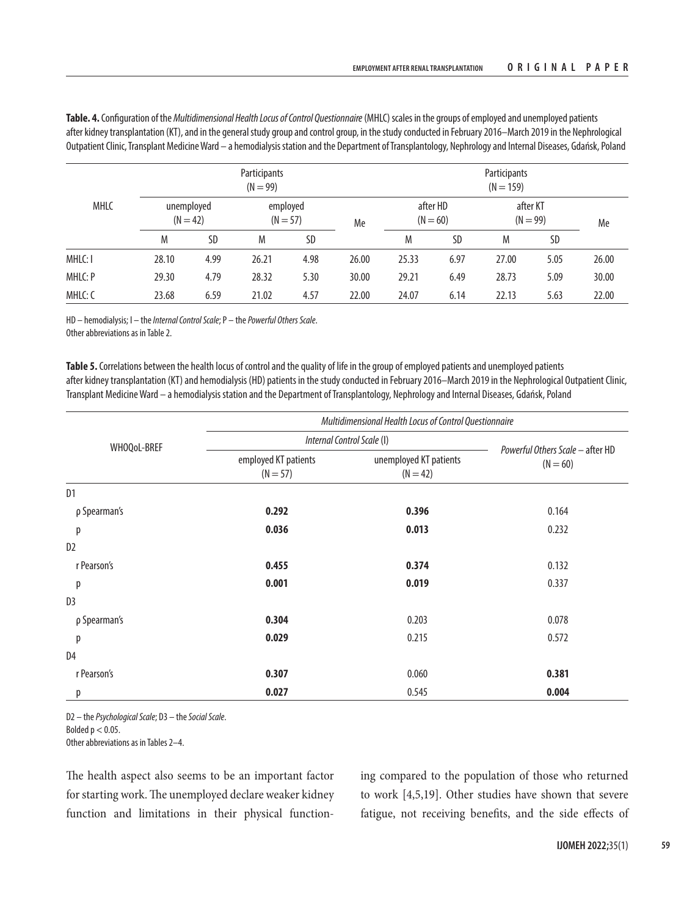**Table. 4.** Configuration of the *Multidimensional Health Locus of Control Questionnaire* (MHLC) scales in the groups of employed and unemployed patients after kidney transplantation (KT), and in the general study group and control group, in the study conducted in February 2016–March 2019 in the Nephrological Outpatient Clinic, Transplant Medicine Ward – a hemodialysis station and the Department of Transplantology, Nephrology and Internal Diseases, Gdańsk, Poland

| MHLC | Participants (N = 99) | | | | | Participants (N = 159) | | | | |
|---|---|---|---|---|---|---|---|---|---|---|
| | unemployed (N = 42) | | employed (N = 57) | | Me | after HD (N = 60) | | after KT (N = 99) | | Me |
| | M | SD | M | SD | | M | SD | M | SD | |
| MHLC: I | 28.10 | 4.99 | 26.21 | 4.98 | 26.00 | 25.33 | 6.97 | 27.00 | 5.05 | 26.00 |
| MHLC: P | 29.30 | 4.79 | 28.32 | 5.30 | 30.00 | 29.21 | 6.49 | 28.73 | 5.09 | 30.00 |
| MHLC: C | 23.68 | 6.59 | 21.02 | 4.57 | 22.00 | 24.07 | 6.14 | 22.13 | 5.63 | 22.00 |

HD – hemodialysis; I – the *Internal Control Scale*; P – the *Powerful Others Scale*.
Other abbreviations as in Table 2.

**Table 5.** Correlations between the health locus of control and the quality of life in the group of employed patients and unemployed patients after kidney transplantation (KT) and hemodialysis (HD) patients in the study conducted in February 2016–March 2019 in the Nephrological Outpatient Clinic, Transplant Medicine Ward – a hemodialysis station and the Department of Transplantology, Nephrology and Internal Diseases, Gdańsk, Poland

| WHOQoL-BREF | *Multidimensional Health Locus of Control Questionnaire* | | |
|---|---|---|---|
| | *Internal Control Scale* (I) | | *Powerful Others Scale* – after HD (N = 60) |
| | employed KT patients (N = 57) | unemployed KT patients (N = 42) | |
| D1 | | | |
| ρ Spearman's | **0.292** | **0.396** | 0.164 |
| p | **0.036** | **0.013** | 0.232 |
| D2 | | | |
| r Pearson's | **0.455** | **0.374** | 0.132 |
| p | **0.001** | **0.019** | 0.337 |
| D3 | | | |
| ρ Spearman's | **0.304** | 0.203 | 0.078 |
| p | **0.029** | 0.215 | 0.572 |
| D4 | | | |
| r Pearson's | **0.307** | 0.060 | **0.381** |
| p | **0.027** | 0.545 | **0.004** |

D2 – the *Psychological Scale*; D3 – the *Social Scale*.
Bolded $p < 0.05$.
Other abbreviations as in Tables 2–4.

The health aspect also seems to be an important factor for starting work. The unemployed declare weaker kidney function and limitations in their physical functioning compared to the population of those who returned to work [4,5,19]. Other studies have shown that severe fatigue, not receiving benefits, and the side effects of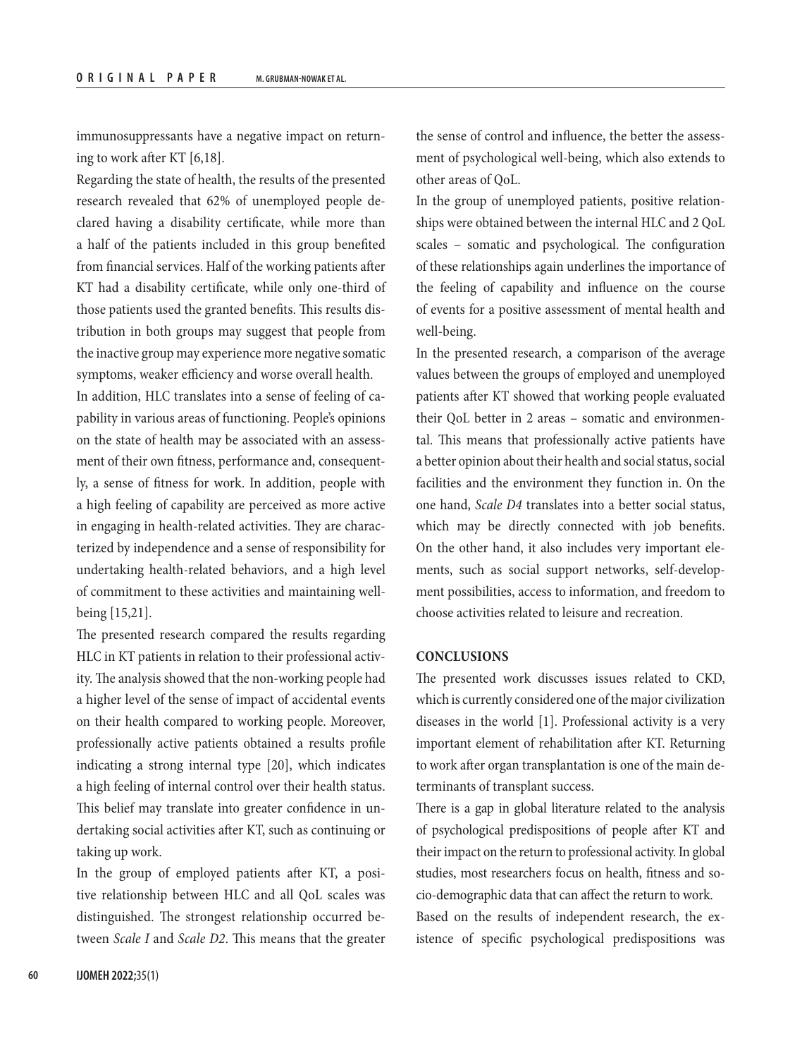immunosuppressants have a negative impact on returning to work after KT [6,18].

Regarding the state of health, the results of the presented research revealed that 62% of unemployed people declared having a disability certificate, while more than a half of the patients included in this group benefited from financial services. Half of the working patients after KT had a disability certificate, while only one-third of those patients used the granted benefits. This results distribution in both groups may suggest that people from the inactive group may experience more negative somatic symptoms, weaker efficiency and worse overall health.

In addition, HLC translates into a sense of feeling of capability in various areas of functioning. People's opinions on the state of health may be associated with an assessment of their own fitness, performance and, consequently, a sense of fitness for work. In addition, people with a high feeling of capability are perceived as more active in engaging in health-related activities. They are characterized by independence and a sense of responsibility for undertaking health-related behaviors, and a high level of commitment to these activities and maintaining well-being [15,21].

The presented research compared the results regarding HLC in KT patients in relation to their professional activity. The analysis showed that the non-working people had a higher level of the sense of impact of accidental events on their health compared to working people. Moreover, professionally active patients obtained a results profile indicating a strong internal type [20], which indicates a high feeling of internal control over their health status. This belief may translate into greater confidence in undertaking social activities after KT, such as continuing or taking up work.

In the group of employed patients after KT, a positive relationship between HLC and all QoL scales was distinguished. The strongest relationship occurred between *Scale I* and *Scale D2*. This means that the greater the sense of control and influence, the better the assessment of psychological well-being, which also extends to other areas of QoL.

In the group of unemployed patients, positive relationships were obtained between the internal HLC and 2 QoL scales – somatic and psychological. The configuration of these relationships again underlines the importance of the feeling of capability and influence on the course of events for a positive assessment of mental health and well-being.

In the presented research, a comparison of the average values between the groups of employed and unemployed patients after KT showed that working people evaluated their QoL better in 2 areas – somatic and environmental. This means that professionally active patients have a better opinion about their health and social status, social facilities and the environment they function in. On the one hand, *Scale D4* translates into a better social status, which may be directly connected with job benefits. On the other hand, it also includes very important elements, such as social support networks, self-development possibilities, access to information, and freedom to choose activities related to leisure and recreation.

## CONCLUSIONS

The presented work discusses issues related to CKD, which is currently considered one of the major civilization diseases in the world [1]. Professional activity is a very important element of rehabilitation after KT. Returning to work after organ transplantation is one of the main determinants of transplant success.

There is a gap in global literature related to the analysis of psychological predispositions of people after KT and their impact on the return to professional activity. In global studies, most researchers focus on health, fitness and socio-demographic data that can affect the return to work.

Based on the results of independent research, the existence of specific psychological predispositions was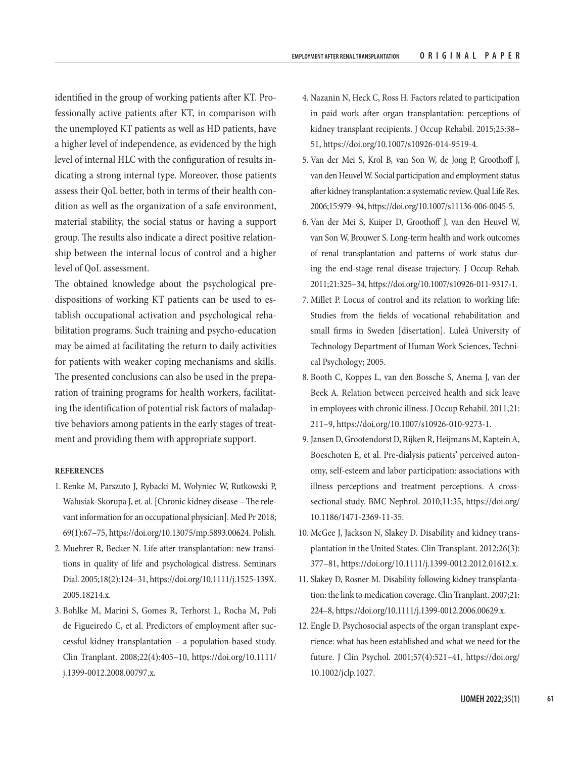identified in the group of working patients after KT. Professionally active patients after KT, in comparison with the unemployed KT patients as well as HD patients, have a higher level of independence, as evidenced by the high level of internal HLC with the configuration of results indicating a strong internal type. Moreover, those patients assess their QoL better, both in terms of their health condition as well as the organization of a safe environment, material stability, the social status or having a support group. The results also indicate a direct positive relationship between the internal locus of control and a higher level of QoL assessment.

The obtained knowledge about the psychological predispositions of working KT patients can be used to establish occupational activation and psychological rehabilitation programs. Such training and psycho-education may be aimed at facilitating the return to daily activities for patients with weaker coping mechanisms and skills. The presented conclusions can also be used in the preparation of training programs for health workers, facilitating the identification of potential risk factors of maladaptive behaviors among patients in the early stages of treatment and providing them with appropriate support.

## REFERENCES

1. Renke M, Parszuto J, Rybacki M, Wołyniec W, Rutkowski P, Walusiak-Skorupa J, et. al. [Chronic kidney disease – The relevant information for an occupational physician]. Med Pr 2018; 69(1):67–75, https://doi.org/10.13075/mp.5893.00624. Polish.
2. Muehrer R, Becker N. Life after transplantation: new transitions in quality of life and psychological distress. Seminars Dial. 2005;18(2):124–31, https://doi.org/10.1111/j.1525-139X.2005.18214.x.
3. Bohlke M, Marini S, Gomes R, Terhorst L, Rocha M, Poli de Figueiredo C, et al. Predictors of employment after successful kidney transplantation – a population-based study. Clin Tranplant. 2008;22(4):405–10, https://doi.org/10.1111/j.1399-0012.2008.00797.x.
4. Nazanin N, Heck C, Ross H. Factors related to participation in paid work after organ transplantation: perceptions of kidney transplant recipients. J Occup Rehabil. 2015;25:38–51, https://doi.org/10.1007/s10926-014-9519-4.
5. Van der Mei S, Krol B, van Son W, de Jong P, Groothoff J, van den Heuvel W. Social participation and employment status after kidney transplantation: a systematic review. Qual Life Res. 2006;15:979–94, https://doi.org/10.1007/s11136-006-0045-5.
6. Van der Mei S, Kuiper D, Groothoff J, van den Heuvel W, van Son W, Brouwer S. Long-term health and work outcomes of renal transplantation and patterns of work status during the end-stage renal disease trajectory. J Occup Rehab. 2011;21:325–34, https://doi.org/10.1007/s10926-011-9317-1.
7. Millet P. Locus of control and its relation to working life: Studies from the fields of vocational rehabilitation and small firms in Sweden [disertation]. Luleå University of Technology Department of Human Work Sciences, Technical Psychology; 2005.
8. Booth C, Koppes L, van den Bossche S, Anema J, van der Beek A. Relation between perceived health and sick leave in employees with chronic illness. J Occup Rehabil. 2011;21: 211–9, https://doi.org/10.1007/s10926-010-9273-1.
9. Jansen D, Grootendorst D, Rijken R, Heijmans M, Kaptein A, Boeschoten E, et al. Pre-dialysis patients' perceived autonomy, self-esteem and labor participation: associations with illness perceptions and treatment perceptions. A cross-sectional study. BMC Nephrol. 2010;11:35, https://doi.org/10.1186/1471-2369-11-35.
10. McGee J, Jackson N, Slakey D. Disability and kidney transplantation in the United States. Clin Transplant. 2012;26(3): 377–81, https://doi.org/10.1111/j.1399-0012.2012.01612.x.
11. Slakey D, Rosner M. Disability following kidney transplantation: the link to medication coverage. Clin Tranplant. 2007;21: 224–8, https://doi.org/10.1111/j.1399-0012.2006.00629.x.
12. Engle D. Psychosocial aspects of the organ transplant experience: what has been established and what we need for the future. J Clin Psychol. 2001;57(4):521–41, https://doi.org/10.1002/jclp.1027.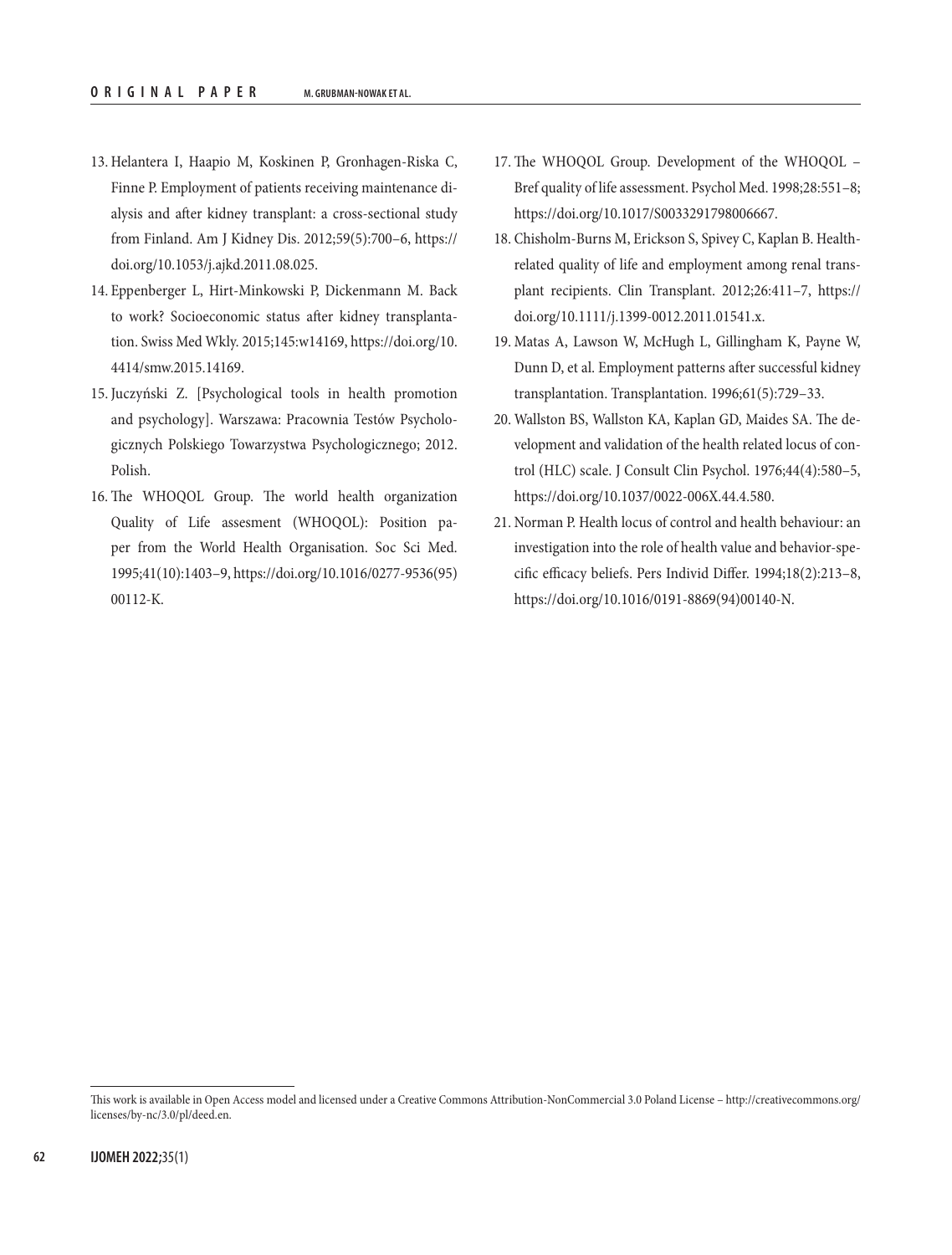13. Helantera I, Haapio M, Koskinen P, Gronhagen-Riska C, Finne P. Employment of patients receiving maintenance dialysis and after kidney transplant: a cross-sectional study from Finland. Am J Kidney Dis. 2012;59(5):700–6, https://doi.org/10.1053/j.ajkd.2011.08.025.
14. Eppenberger L, Hirt-Minkowski P, Dickenmann M. Back to work? Socioeconomic status after kidney transplantation. Swiss Med Wkly. 2015;145:w14169, https://doi.org/10.4414/smw.2015.14169.
15. Juczyński Z. [Psychological tools in health promotion and psychology]. Warszawa: Pracownia Testów Psychologicznych Polskiego Towarzystwa Psychologicznego; 2012. Polish.
16. The WHOQOL Group. The world health organization Quality of Life assesment (WHOQOL): Position paper from the World Health Organisation. Soc Sci Med. 1995;41(10):1403–9, https://doi.org/10.1016/0277-9536(95)00112-K.
17. The WHOQOL Group. Development of the WHOQOL – Bref quality of life assessment. Psychol Med. 1998;28:551–8; https://doi.org/10.1017/S0033291798006667.
18. Chisholm-Burns M, Erickson S, Spivey C, Kaplan B. Health-related quality of life and employment among renal transplant recipients. Clin Transplant. 2012;26:411–7, https://doi.org/10.1111/j.1399-0012.2011.01541.x.
19. Matas A, Lawson W, McHugh L, Gillingham K, Payne W, Dunn D, et al. Employment patterns after successful kidney transplantation. Transplantation. 1996;61(5):729–33.
20. Wallston BS, Wallston KA, Kaplan GD, Maides SA. The development and validation of the health related locus of control (HLC) scale. J Consult Clin Psychol. 1976;44(4):580–5, https://doi.org/10.1037/0022-006X.44.4.580.
21. Norman P. Health locus of control and health behaviour: an investigation into the role of health value and behavior-specific efficacy beliefs. Pers Individ Differ. 1994;18(2):213–8, https://doi.org/10.1016/0191-8869(94)00140-N.

This work is available in Open Access model and licensed under a Creative Commons Attribution-NonCommercial 3.0 Poland License – http://creativecommons.org/licenses/by-nc/3.0/pl/deed.en.